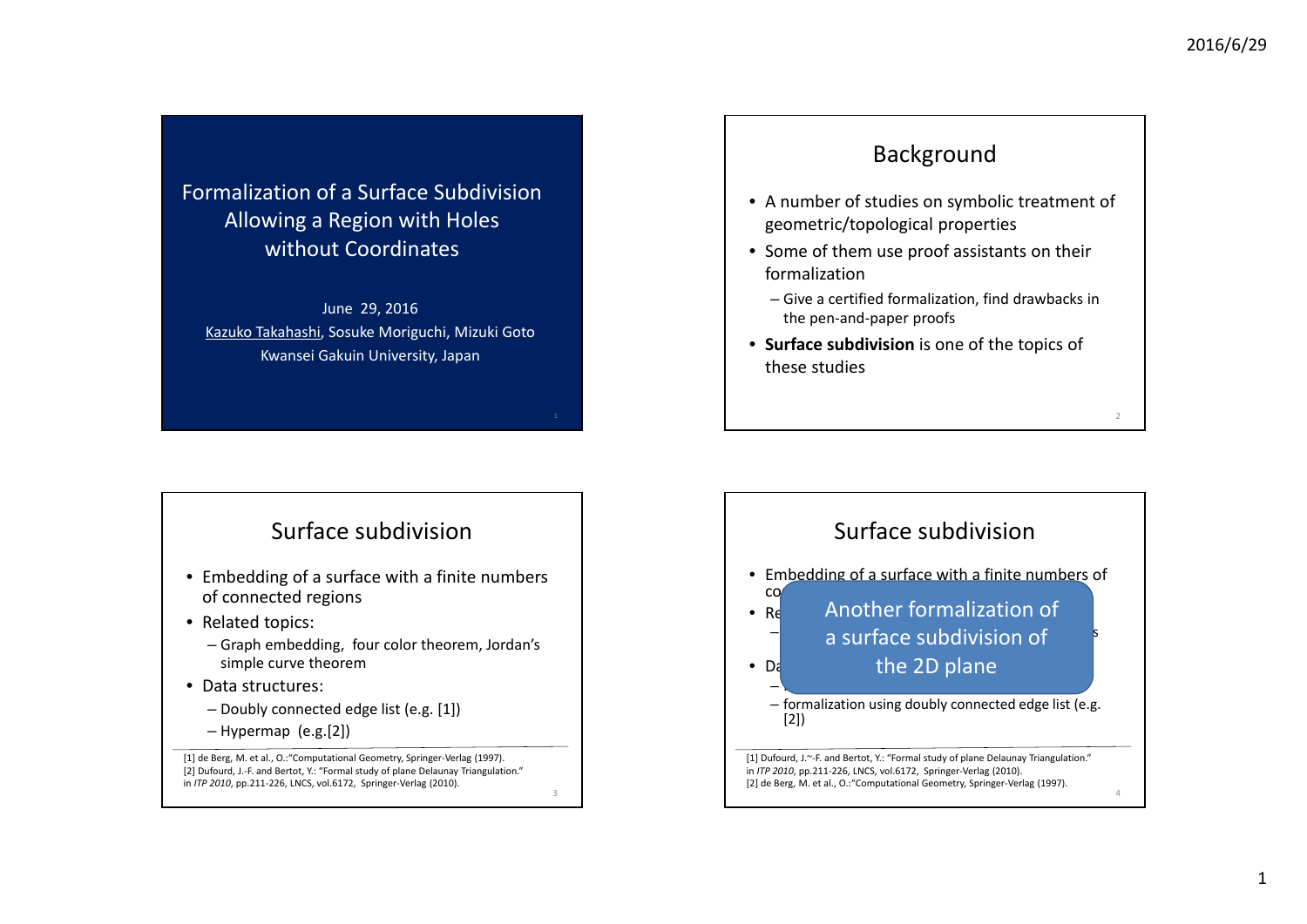# Formalization of a Surface Subdivision Allowing a Region with Holes without Coordinates

June 29, 2016

Kazuko Takahashi, Sosuke Moriguchi, Mizuki Goto

Kwansei Gakuin University, Japan

## Background

- A number of studies on symbolic treatment of geometric/topological properties
- Some of them use proof assistants on their formalization
  - Give a certified formalization, find drawbacks in the pen-and-paper proofs
- **Surface subdivision** is one of the topics of these studies

## Surface subdivision

- Embedding of a surface with a finite numbers of connected regions
- Related topics:
  - Graph embedding, four color theorem, Jordan's simple curve theorem
- Data structures:
  - Doubly connected edge list (e.g. [1])
  - Hypermap (e.g.[2])

[1] de Berg, M. et al., O.:"Computational Geometry, Springer-Verlag (1997).
[2] Dufourd, J.-F. and Bertot, Y.: "Formal study of plane Delaunay Triangulation." in *ITP 2010*, pp.211-226, LNCS, vol.6172, Springer-Verlag (2010).

## Surface subdivision

- Embedding of a surface with a finite numbers of co...
- Re...
  - ...s
- Da...
  - ...
  - formalization using doubly connected edge list (e.g. [2])

Another formalization of a surface subdivision of the 2D plane

[1] Dufourd, J.~-F. and Bertot, Y.: "Formal study of plane Delaunay Triangulation." in *ITP 2010*, pp.211-226, LNCS, vol.6172, Springer-Verlag (2010).
[2] de Berg, M. et al., O.:"Computational Geometry, Springer-Verlag (1997).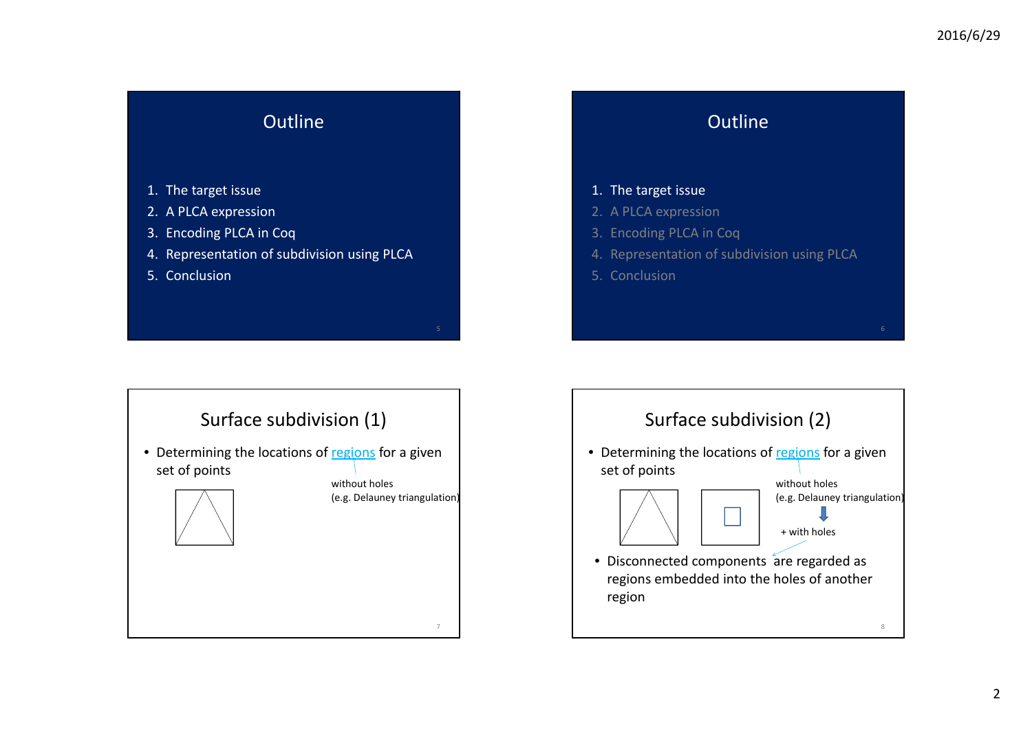## Outline

1. The target issue
2. A PLCA expression
3. Encoding PLCA in Coq
4. Representation of subdivision using PLCA
5. Conclusion

## Outline

1. The target issue
2. A PLCA expression
3. Encoding PLCA in Coq
4. Representation of subdivision using PLCA
5. Conclusion

## Surface subdivision (1)

- Determining the locations of regions for a given set of points

without holes
(e.g. Delauney triangulation)

## Surface subdivision (2)

- Determining the locations of regions for a given set of points

without holes
(e.g. Delauney triangulation)

+ with holes

- Disconnected components are regarded as regions embedded into the holes of another region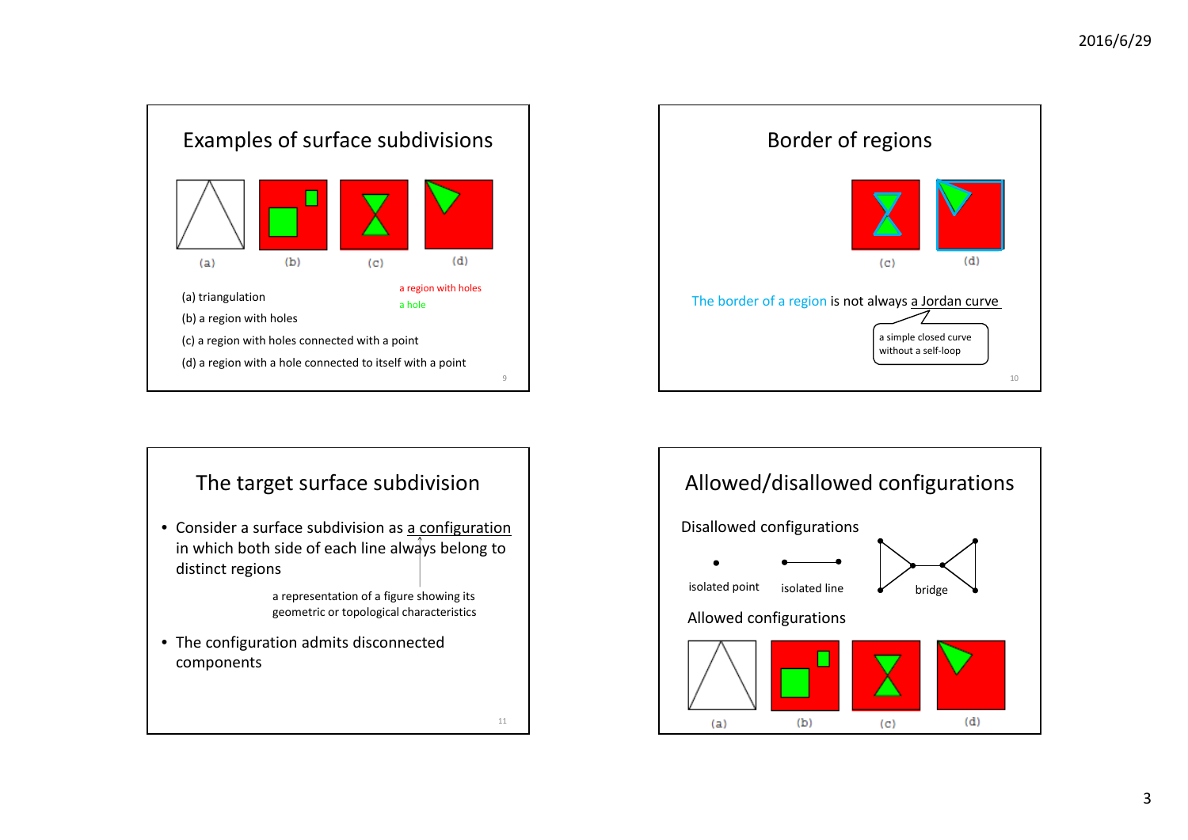## Examples of surface subdivisions

(a) (b) (c) (d)

a region with holes

a hole

(a) triangulation

(b) a region with holes

(c) a region with holes connected with a point

(d) a region with a hole connected to itself with a point

## Border of regions

(c) (d)

The border of a region is not always a Jordan curve

a simple closed curve without a self-loop

## The target surface subdivision

- Consider a surface subdivision as a configuration in which both side of each line always belong to distinct regions

  a representation of a figure showing its geometric or topological characteristics

- The configuration admits disconnected components

## Allowed/disallowed configurations

Disallowed configurations

isolated point    isolated line    bridge

Allowed configurations

(a) (b) (c) (d)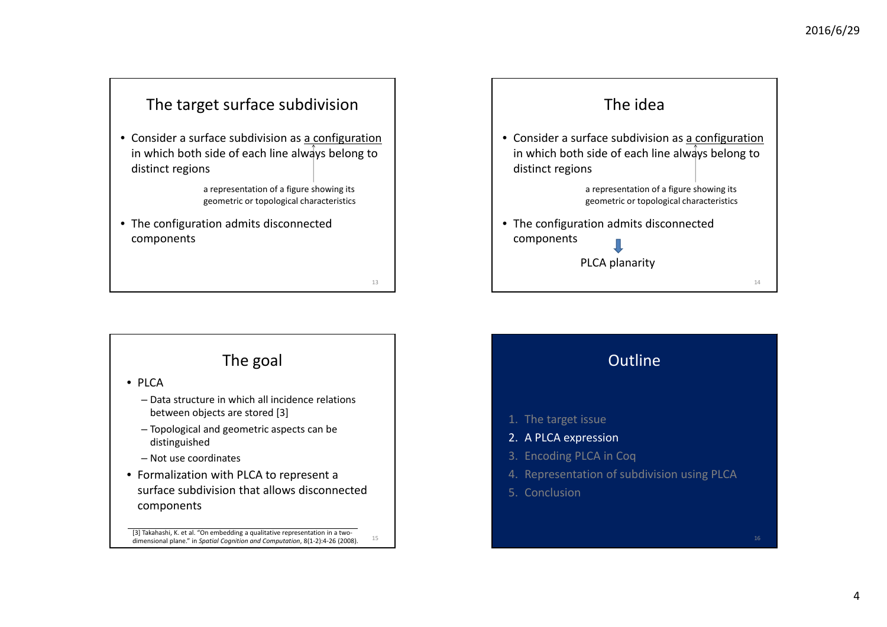## The target surface subdivision

- Consider a surface subdivision as a configuration in which both side of each line always belong to distinct regions

  a configuration: a representation of a figure showing its geometric or topological characteristics

- The configuration admits disconnected components

## The idea

- Consider a surface subdivision as a configuration in which both side of each line always belong to distinct regions

  a configuration: a representation of a figure showing its geometric or topological characteristics

- The configuration admits disconnected components

  ⬇

  PLCA planarity

## The goal

- PLCA
  - Data structure in which all incidence relations between objects are stored [3]
  - Topological and geometric aspects can be distinguished
  - Not use coordinates
- Formalization with PLCA to represent a surface subdivision that allows disconnected components

[3] Takahashi, K. et al. "On embedding a qualitative representation in a two-dimensional plane." in *Spatial Cognition and Computation*, 8(1-2):4-26 (2008).

## Outline

1. The target issue
2. A PLCA expression
3. Encoding PLCA in Coq
4. Representation of subdivision using PLCA
5. Conclusion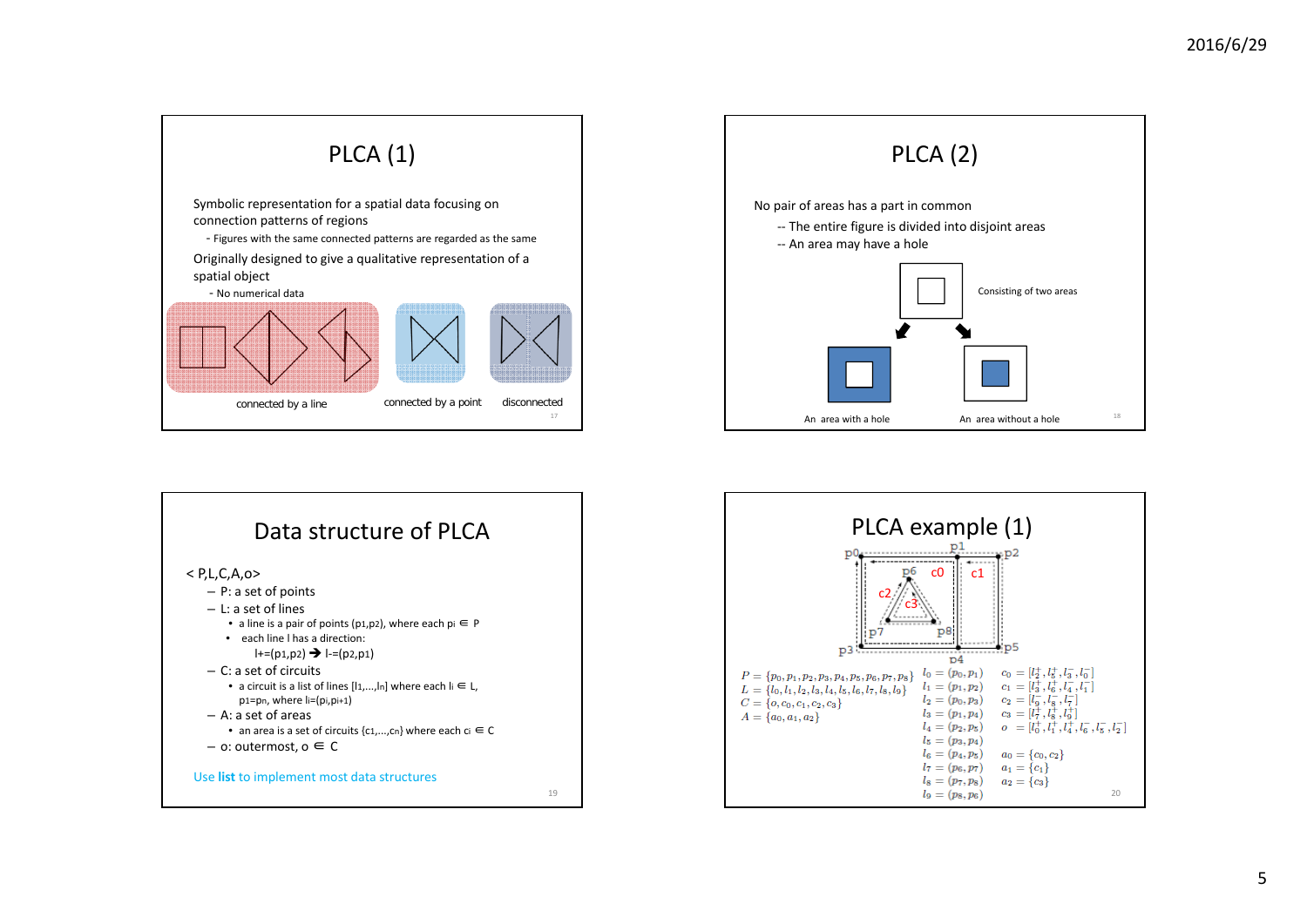## PLCA (1)

Symbolic representation for a spatial data focusing on connection patterns of regions

- Figures with the same connected patterns are regarded as the same

Originally designed to give a qualitative representation of a spatial object

- No numerical data

connected by a line — connected by a point — disconnected

## PLCA (2)

No pair of areas has a part in common

-- The entire figure is divided into disjoint areas

-- An area may have a hole

Consisting of two areas

An area with a hole — An area without a hole

## Data structure of PLCA

< P,L,C,A,o>

- P: a set of points
- L: a set of lines
  - a line is a pair of points $(p_1,p_2)$, where each $p_i \in P$
  - each line l has a direction: $l^+=(p_1,p_2) \rightarrow l^-=(p_2,p_1)$
- C: a set of circuits
  - a circuit is a list of lines $[l_1,\ldots,l_n]$ where each $l_i \in L$, $p_1=p_n$, where $l_i=(p_i,p_{i+1})$
- A: a set of areas
  - an area is a set of circuits $\{c_1,\ldots,c_n\}$ where each $c_i \in C$
- o: outermost, $o \in C$

Use **list** to implement most data structures

## PLCA example (1)

$$P = \{p_0, p_1, p_2, p_3, p_4, p_5, p_6, p_7, p_8\}$$
$$L = \{l_0, l_1, l_2, l_3, l_4, l_5, l_6, l_7, l_8, l_9\}$$
$$C = \{o, c_0, c_1, c_2, c_3\}$$
$$A = \{a_0, a_1, a_2\}$$

$l_0 = (p_0, p_1)$
$l_1 = (p_1, p_2)$
$l_2 = (p_0, p_3)$
$l_3 = (p_1, p_4)$
$l_4 = (p_2, p_5)$
$l_5 = (p_3, p_4)$
$l_6 = (p_4, p_5)$
$l_7 = (p_6, p_7)$
$l_8 = (p_7, p_8)$
$l_9 = (p_8, p_6)$

$c_0 = [l_2^+, l_5^+, l_3^-, l_0^-]$
$c_1 = [l_3^+, l_6^+, l_4^-, l_1^-]$
$c_2 = [l_9^-, l_8^-, l_7^-]$
$c_3 = [l_7^+, l_8^+, l_9^+]$
$o = [l_0^+, l_1^+, l_4^+, l_6^-, l_5^-, l_2^-]$

$a_0 = \{c_0, c_2\}$
$a_1 = \{c_1\}$
$a_2 = \{c_3\}$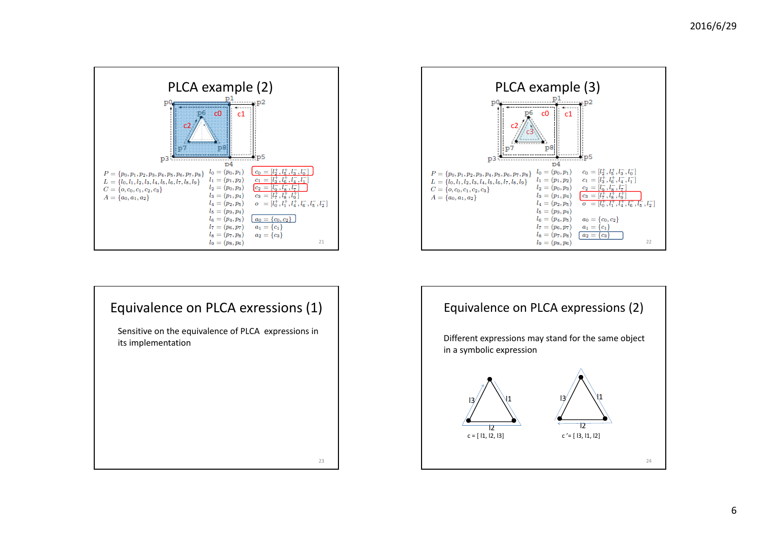## PLCA example (2)

p0, p1, p2, p3, p4, p5, p6, p7, p8, c0, c1, c2

$P = \{p_0, p_1, p_2, p_3, p_4, p_5, p_6, p_7, p_8\}$
$L = \{l_0, l_1, l_2, l_3, l_4, l_5, l_6, l_7, l_8, l_9\}$
$C = \{o, c_0, c_1, c_2, c_3\}$
$A = \{a_0, a_1, a_2\}$

$l_0 = (p_0, p_1)$
$l_1 = (p_1, p_2)$
$l_2 = (p_0, p_3)$
$l_3 = (p_1, p_4)$
$l_4 = (p_2, p_5)$
$l_5 = (p_3, p_4)$
$l_6 = (p_4, p_5)$
$l_7 = (p_6, p_7)$
$l_8 = (p_7, p_8)$
$l_9 = (p_8, p_6)$

$c_0 = [l_2^+, l_5^+, l_3^-, l_0^-]$
$c_1 = [l_3^+, l_6^+, l_4^-, l_1^-]$
$c_2 = [l_9^-, l_8^-, l_7^-]$
$c_3 = [l_7^+, l_8^+, l_9^+]$
$o = [l_0^+, l_1^+, l_4^+, l_6^-, l_5^-, l_2^-]$

$a_0 = \{c_0, c_2\}$
$a_1 = \{c_1\}$
$a_2 = \{c_3\}$

## PLCA example (3)

p0, p1, p2, p3, p4, p5, p6, p7, p8, c0, c1, c2, c3

$P = \{p_0, p_1, p_2, p_3, p_4, p_5, p_6, p_7, p_8\}$
$L = \{l_0, l_1, l_2, l_3, l_4, l_5, l_6, l_7, l_8, l_9\}$
$C = \{o, c_0, c_1, c_2, c_3\}$
$A = \{a_0, a_1, a_2\}$

$l_0 = (p_0, p_1)$
$l_1 = (p_1, p_2)$
$l_2 = (p_0, p_3)$
$l_3 = (p_1, p_4)$
$l_4 = (p_2, p_5)$
$l_5 = (p_3, p_4)$
$l_6 = (p_4, p_5)$
$l_7 = (p_6, p_7)$
$l_8 = (p_7, p_8)$
$l_9 = (p_8, p_6)$

$c_0 = [l_2^+, l_5^+, l_3^-, l_0^-]$
$c_1 = [l_3^+, l_6^+, l_4^-, l_1^-]$
$c_2 = [l_9^-, l_8^-, l_7^-]$
$c_3 = [l_7^+, l_8^+, l_9^+]$
$o = [l_0^+, l_1^+, l_4^+, l_6^-, l_5^-, l_2^-]$

$a_0 = \{c_0, c_2\}$
$a_1 = \{c_1\}$
$a_2 = \{c_3\}$

## Equivalence on PLCA exressions (1)

Sensitive on the equivalence of PLCA expressions in its implementation

## Equivalence on PLCA expressions (2)

Different expressions may stand for the same object in a symbolic expression

l3, l1, l2 — c = [ l1, l2, l3]

l3, l1, l2 — c ’= [ l3, l1, l2]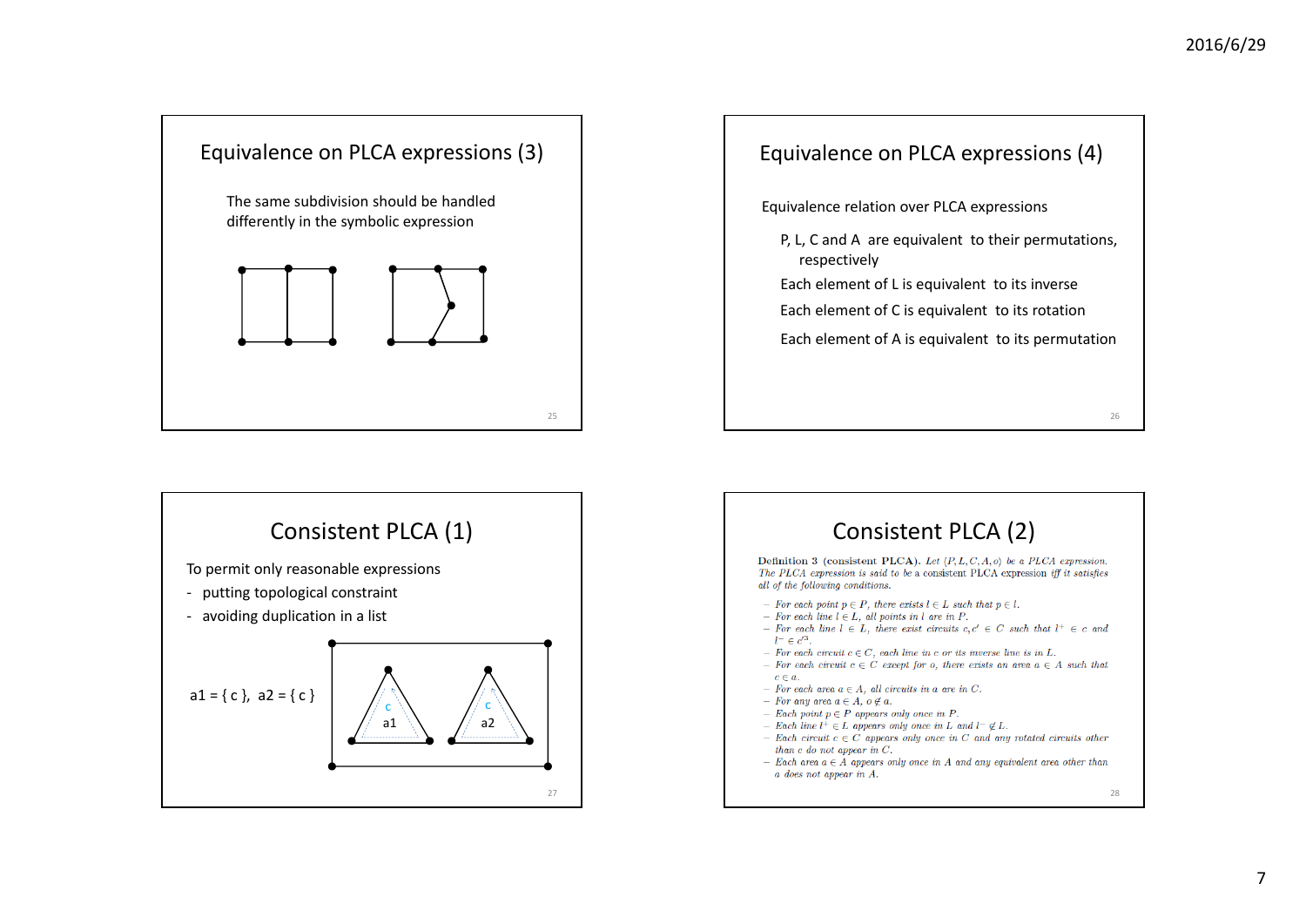## Equivalence on PLCA expressions (3)

The same subdivision should be handled differently in the symbolic expression

## Equivalence on PLCA expressions (4)

Equivalence relation over PLCA expressions

- P, L, C and A are equivalent to their permutations, respectively
- Each element of L is equivalent to its inverse
- Each element of C is equivalent to its rotation
- Each element of A is equivalent to its permutation

## Consistent PLCA (1)

To permit only reasonable expressions

- putting topological constraint
- avoiding duplication in a list

a1 = { c }, a2 = { c }

## Consistent PLCA (2)

**Definition 3 (consistent PLCA).** *Let $\langle P, L, C, A, o\rangle$ be a PLCA expression. The PLCA expression is said to be a* consistent PLCA expression *iff it satisfies all of the following conditions.*

- *For each point $p \in P$, there exists $l \in L$ such that $p \in l$.*
- *For each line $l \in L$, all points in $l$ are in $P$.*
- *For each line $l \in L$, there exist circuits $c, c' \in C$ such that $l^+ \in c$ and $l^- \in c'^3$.*
- *For each circuit $c \in C$, each line in $c$ or its inverse line is in $L$.*
- *For each circuit $c \in C$ except for $o$, there exists an area $a \in A$ such that $c \in a$.*
- *For each area $a \in A$, all circuits in $a$ are in $C$.*
- *For any area $a \in A$, $o \notin a$.*
- *Each point $p \in P$ appears only once in $P$.*
- *Each line $l^+ \in L$ appears only once in $L$ and $l^- \notin L$.*
- *Each circuit $c \in C$ appears only once in $C$ and any rotated circuits other than $c$ do not appear in $C$.*
- *Each area $a \in A$ appears only once in $A$ and any equivalent area other than $a$ does not appear in $A$.*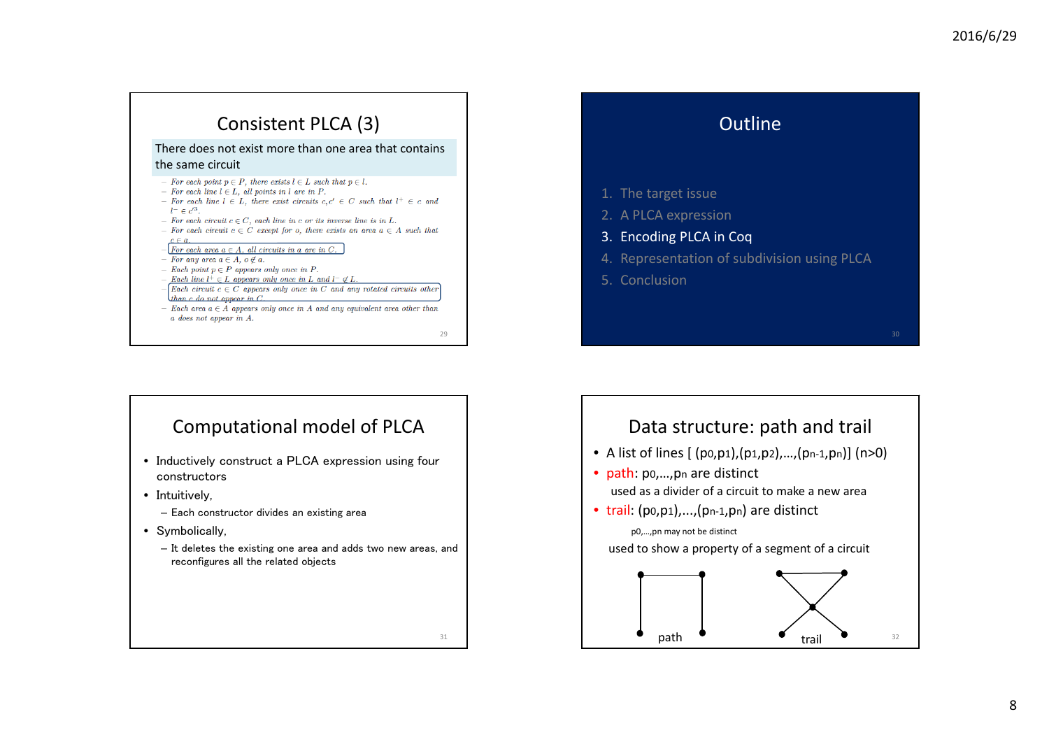## Consistent PLCA (3)

There does not exist more than one area that contains the same circuit

- For each point $p \in P$, there exists $l \in L$ such that $p \in l$.
- For each line $l \in L$, all points in $l$ are in $P$.
- For each line $l \in L$, there exist circuits $c, c' \in C$ such that $l^+ \in c$ and $l^- \in c'^3$.
- For each circuit $c \in C$, each line in $c$ or its inverse line is in $L$.
- For each circuit $c \in C$ except for $o$, there exists an area $a \in A$ such that $c \in a$.
- For each area $a \in A$, all circuits in $a$ are in $C$.
- For any area $a \in A$, $o \notin a$.
- Each point $p \in P$ appears only once in $P$.
- Each line $l^+ \in L$ appears only once in $L$ and $l^- \notin L$.
- Each circuit $c \in C$ appears only once in $C$ and any rotated circuits other than $c$ do not appear in $C$.
- Each area $a \in A$ appears only once in $A$ and any equivalent area other than $a$ does not appear in $A$.

## Outline

1. The target issue
2. A PLCA expression
3. Encoding PLCA in Coq
4. Representation of subdivision using PLCA
5. Conclusion

## Computational model of PLCA

- Inductively construct a PLCA expression using four constructors
- Intuitively,
  - Each constructor divides an existing area
- Symbolically,
  - It deletes the existing one area and adds two new areas, and reconfigures all the related objects

## Data structure: path and trail

- A list of lines [ $(p_0,p_1),(p_1,p_2),\ldots,(p_{n-1},p_n)$] ($n>0$)
- path: $p_0,\ldots,p_n$ are distinct
  used as a divider of a circuit to make a new area
- trail: $(p_0,p_1),\ldots,(p_{n-1},p_n)$ are distinct
  $p_0,\ldots,p_n$ may not be distinct
  used to show a property of a segment of a circuit

path trail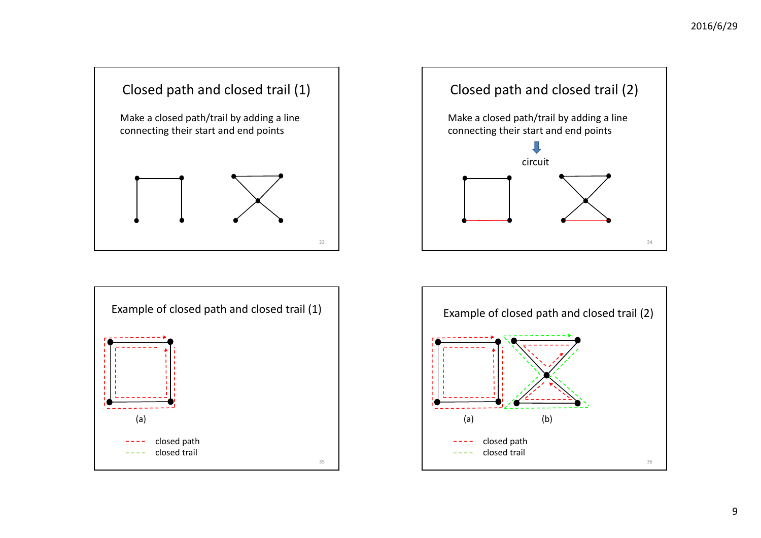## Closed path and closed trail (1)

Make a closed path/trail by adding a line connecting their start and end points

## Closed path and closed trail (2)

Make a closed path/trail by adding a line connecting their start and end points

circuit

## Example of closed path and closed trail (1)

(a)

closed path

closed trail

## Example of closed path and closed trail (2)

(a) (b)

closed path

closed trail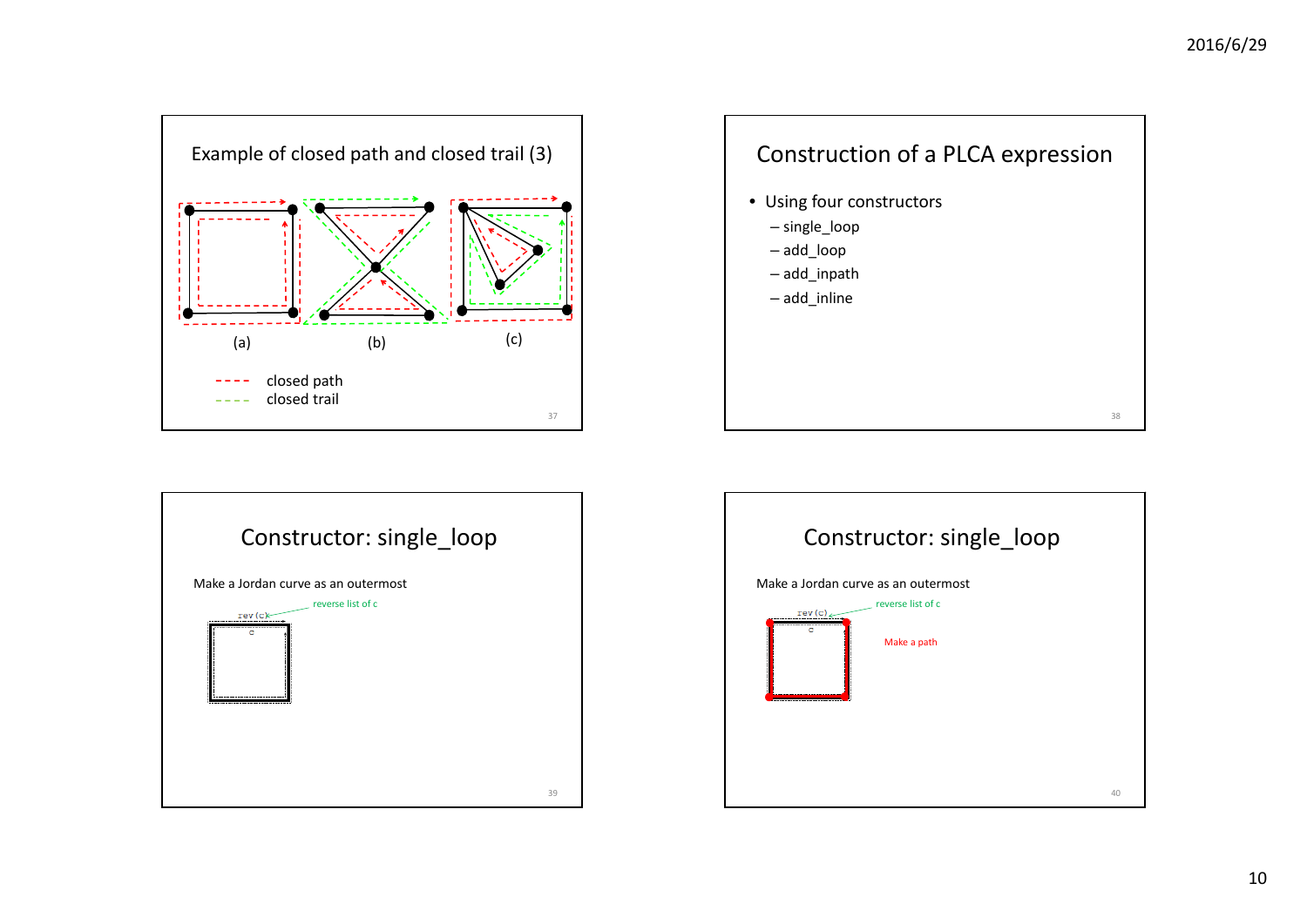## Example of closed path and closed trail (3)

(a) (b) (c)

- - - - closed path
- - - - closed trail

## Construction of a PLCA expression

- Using four constructors
  - single_loop
  - add_loop
  - add_inpath
  - add_inline

## Constructor: single_loop

Make a Jordan curve as an outermost

rev(c) — reverse list of c

c

## Constructor: single_loop

Make a Jordan curve as an outermost

rev(c) — reverse list of c

c

Make a path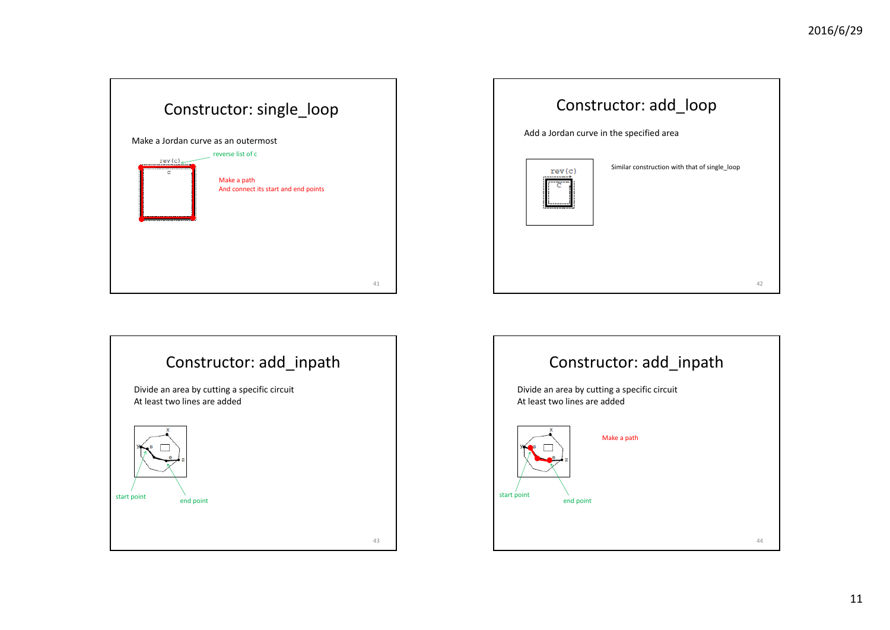## Constructor: single_loop

Make a Jordan curve as an outermost

rev(c) — reverse list of c

c

Make a path
And connect its start and end points

## Constructor: add_loop

Add a Jordan curve in the specified area

rev(c)

c

Similar construction with that of single_loop

## Constructor: add_inpath

Divide an area by cutting a specific circuit
At least two lines are added

x, y, s, e, z

start point

end point

## Constructor: add_inpath

Divide an area by cutting a specific circuit
At least two lines are added

x, y, s, e, z

Make a path

start point

end point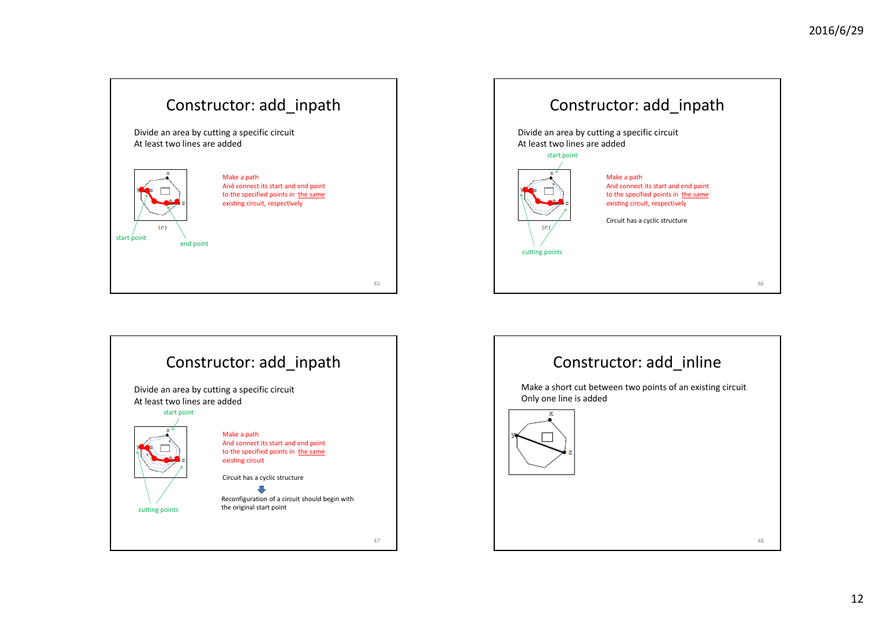## Constructor: add_inpath

Divide an area by cutting a specific circuit
At least two lines are added

start point

end point

Make a path
And connect its start and end point to the specified points in the same existing circuit, respectively

## Constructor: add_inpath

Divide an area by cutting a specific circuit
At least two lines are added

start point

cutting points

Make a path
And connect its start and end point to the specified points in the same existing circuit, respectively

Circuit has a cyclic structure

## Constructor: add_inpath

Divide an area by cutting a specific circuit
At least two lines are added

start point

cutting points

Make a path
And connect its start and end point to the specified points in the same existing circuit

Circuit has a cyclic structure

Reconfiguration of a circuit should begin with the original start point

## Constructor: add_inline

Make a short cut between two points of an existing circuit
Only one line is added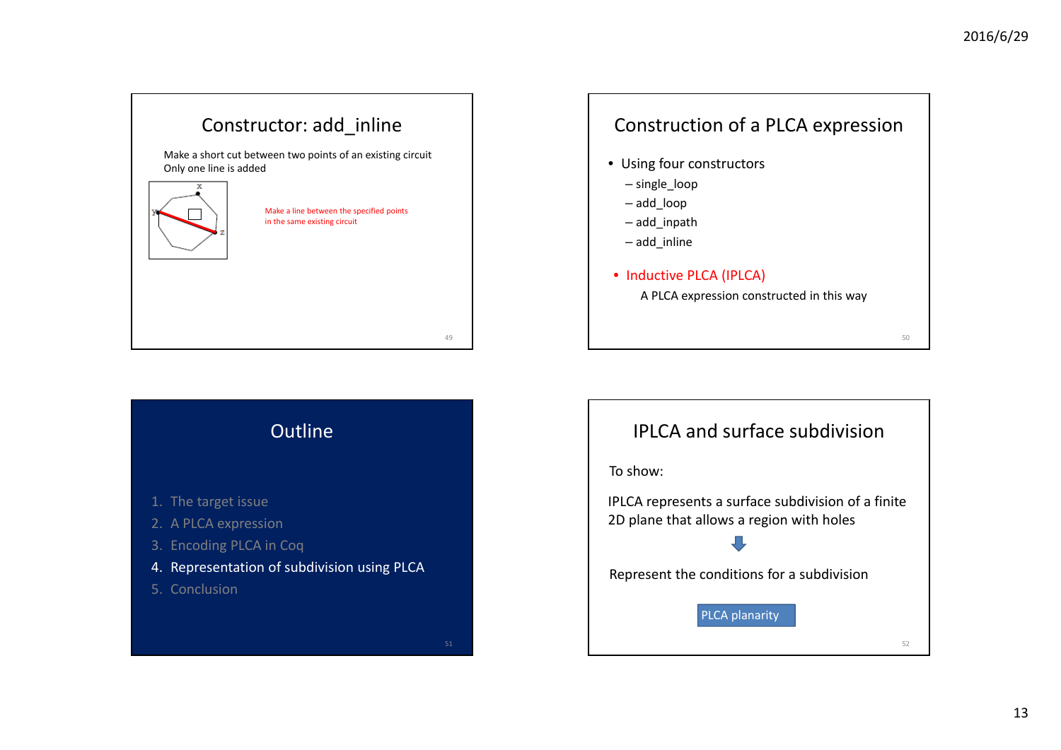## Constructor: add_inline

Make a short cut between two points of an existing circuit
Only one line is added

Make a line between the specified points in the same existing circuit

## Construction of a PLCA expression

- Using four constructors
  - single_loop
  - add_loop
  - add_inpath
  - add_inline
- Inductive PLCA (IPLCA)

  A PLCA expression constructed in this way

## Outline

1. The target issue
2. A PLCA expression
3. Encoding PLCA in Coq
4. Representation of subdivision using PLCA
5. Conclusion

## IPLCA and surface subdivision

To show:

IPLCA represents a surface subdivision of a finite 2D plane that allows a region with holes

↓

Represent the conditions for a subdivision

PLCA planarity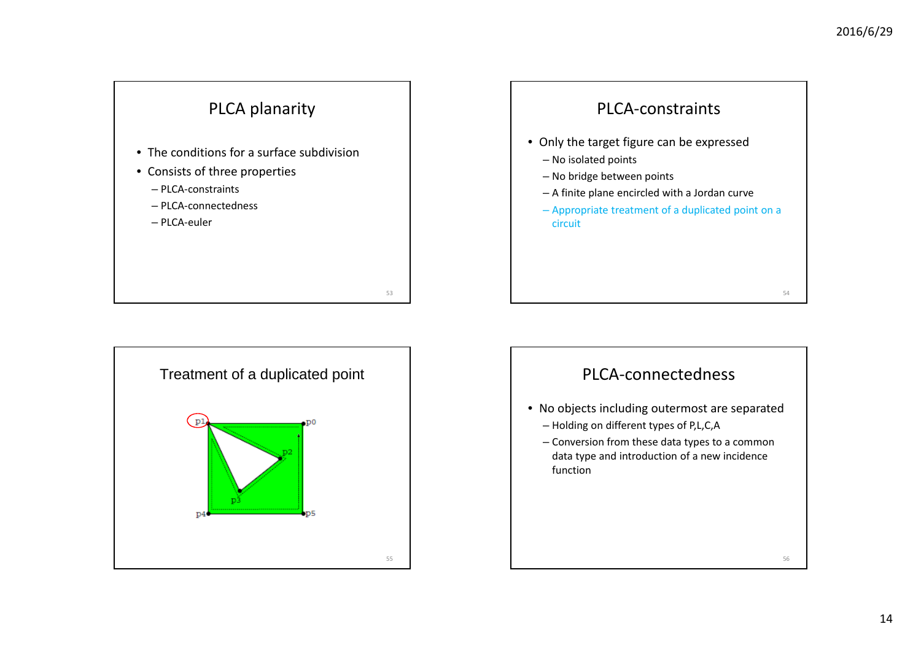## PLCA planarity

- The conditions for a surface subdivision
- Consists of three properties
  - PLCA-constraints
  - PLCA-connectedness
  - PLCA-euler

## PLCA-constraints

- Only the target figure can be expressed
  - No isolated points
  - No bridge between points
  - A finite plane encircled with a Jordan curve
  - Appropriate treatment of a duplicated point on a circuit

## Treatment of a duplicated point

p1 p0 p2 p3 p4 p5

## PLCA-connectedness

- No objects including outermost are separated
  - Holding on different types of P,L,C,A
  - Conversion from these data types to a common data type and introduction of a new incidence function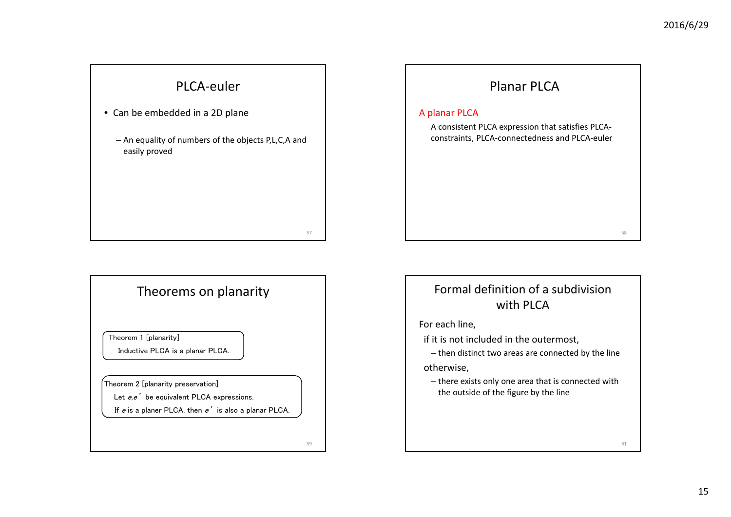## PLCA-euler

- Can be embedded in a 2D plane
  - An equality of numbers of the objects P,L,C,A and easily proved

## Planar PLCA

A planar PLCA

A consistent PLCA expression that satisfies PLCA-constraints, PLCA-connectedness and PLCA-euler

## Theorems on planarity

Theorem 1 [planarity]

Inductive PLCA is a planar PLCA.

Theorem 2 [planarity preservation]

Let *e*,*e*’ be equivalent PLCA expressions.

If *e* is a planer PLCA, then *e*’ is also a planar PLCA.

## Formal definition of a subdivision with PLCA

For each line,

if it is not included in the outermost,

- then distinct two areas are connected by the line

otherwise,

- there exists only one area that is connected with the outside of the figure by the line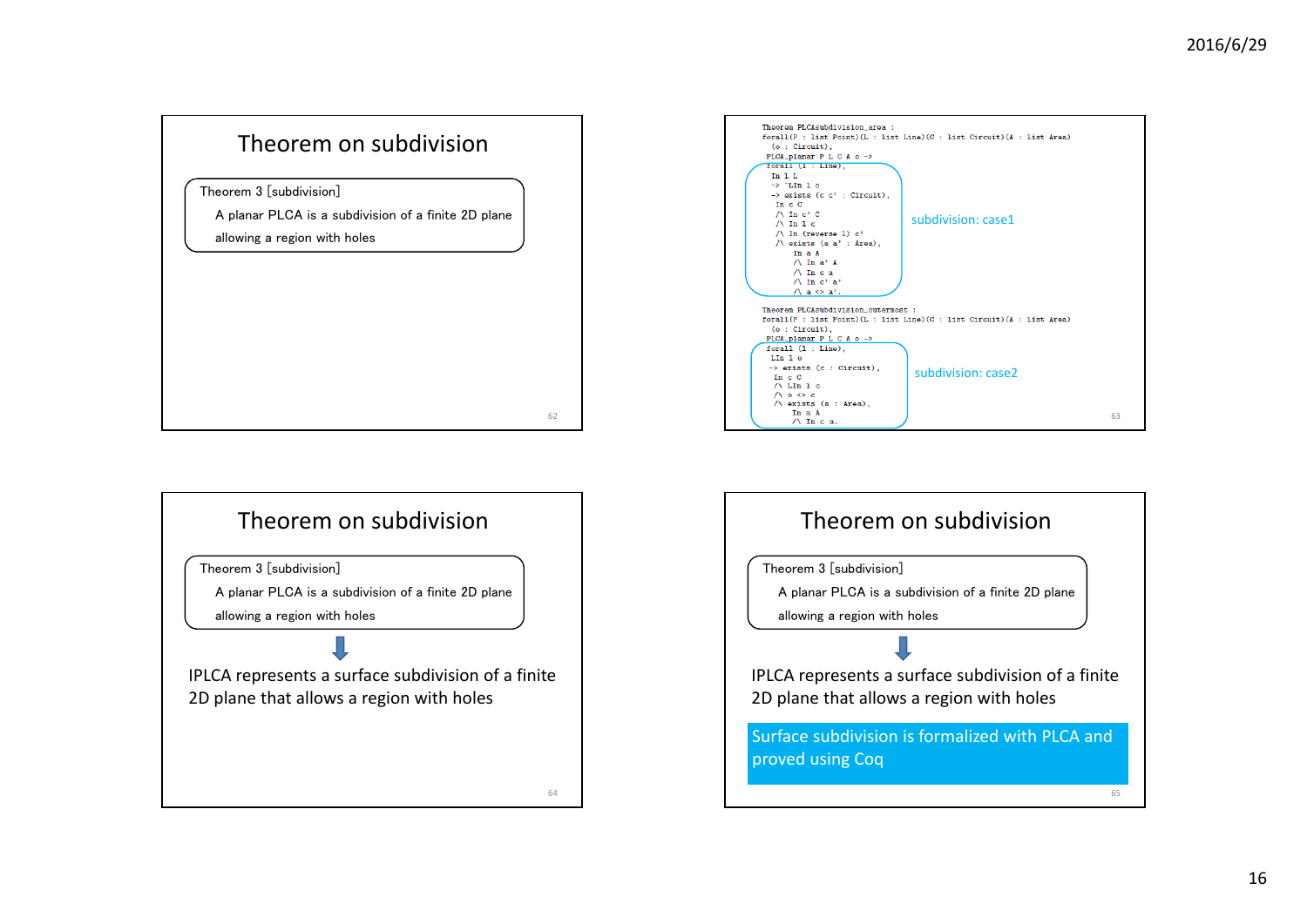## Theorem on subdivision

> Theorem 3 [subdivision]
>
> A planar PLCA is a subdivision of a finite 2D plane allowing a region with holes

```
Theorem PLCAsubdivision_area :
forall(P : list Point)(L : list Line)(C : list Circuit)(A : list Area)
  (o : Circuit),
 PLCA_planar P L C A o ->
 forall (l : Line),
  In l L
  -> ~LIn l o
  -> exists (c c' : Circuit),
   In c C
   /\ In c' C
   /\ In l c
   /\ In (reverse l) c'
   /\ exists (a a' : Area),
      In a A
      /\ In a' A
      /\ In c a
      /\ In c' a'
      /\ a <> a'.
```

subdivision: case1

```
Theorem PLCAsubdivision_outermost :
forall(P : list Point)(L : list Line)(C : list Circuit)(A : list Area)
  (o : Circuit),
 PLCA_planar P L C A o ->
 forall (l : Line),
  LIn l o
  -> exists (c : Circuit),
   In c C
   /\ LIn l c
   /\ o <> c
   /\ exists (a : Area),
      In a A
      /\ In c a.
```

subdivision: case2

## Theorem on subdivision

> Theorem 3 [subdivision]
>
> A planar PLCA is a subdivision of a finite 2D plane allowing a region with holes

⬇

IPLCA represents a surface subdivision of a finite 2D plane that allows a region with holes

## Theorem on subdivision

> Theorem 3 [subdivision]
>
> A planar PLCA is a subdivision of a finite 2D plane allowing a region with holes

⬇

IPLCA represents a surface subdivision of a finite 2D plane that allows a region with holes

Surface subdivision is formalized with PLCA and proved using Coq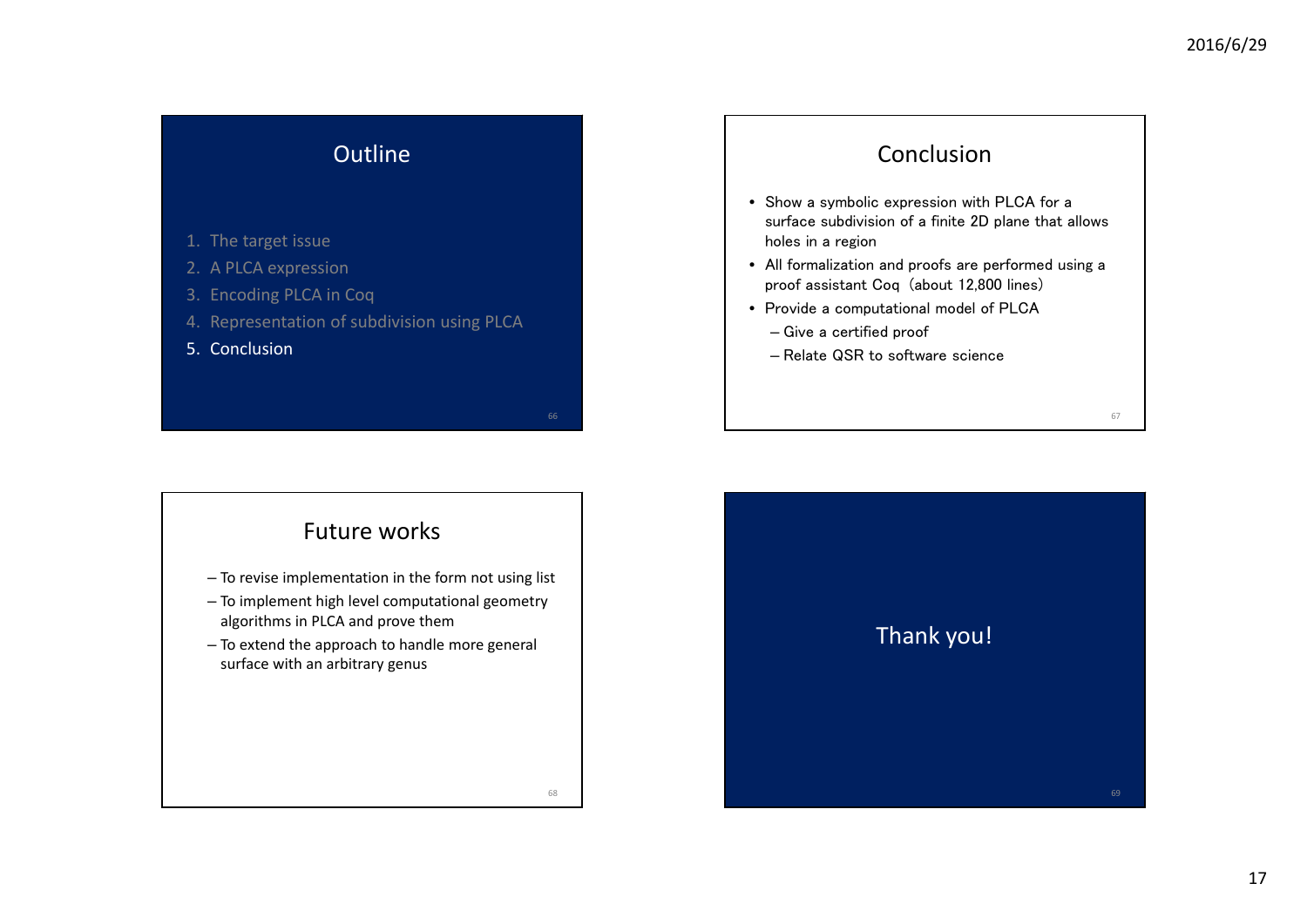## Outline

1. The target issue
2. A PLCA expression
3. Encoding PLCA in Coq
4. Representation of subdivision using PLCA
5. Conclusion

## Conclusion

- Show a symbolic expression with PLCA for a surface subdivision of a finite 2D plane that allows holes in a region
- All formalization and proofs are performed using a proof assistant Coq（about 12,800 lines）
- Provide a computational model of PLCA
  - Give a certified proof
  - Relate QSR to software science

## Future works

- To revise implementation in the form not using list
- To implement high level computational geometry algorithms in PLCA and prove them
- To extend the approach to handle more general surface with an arbitrary genus

## Thank you!